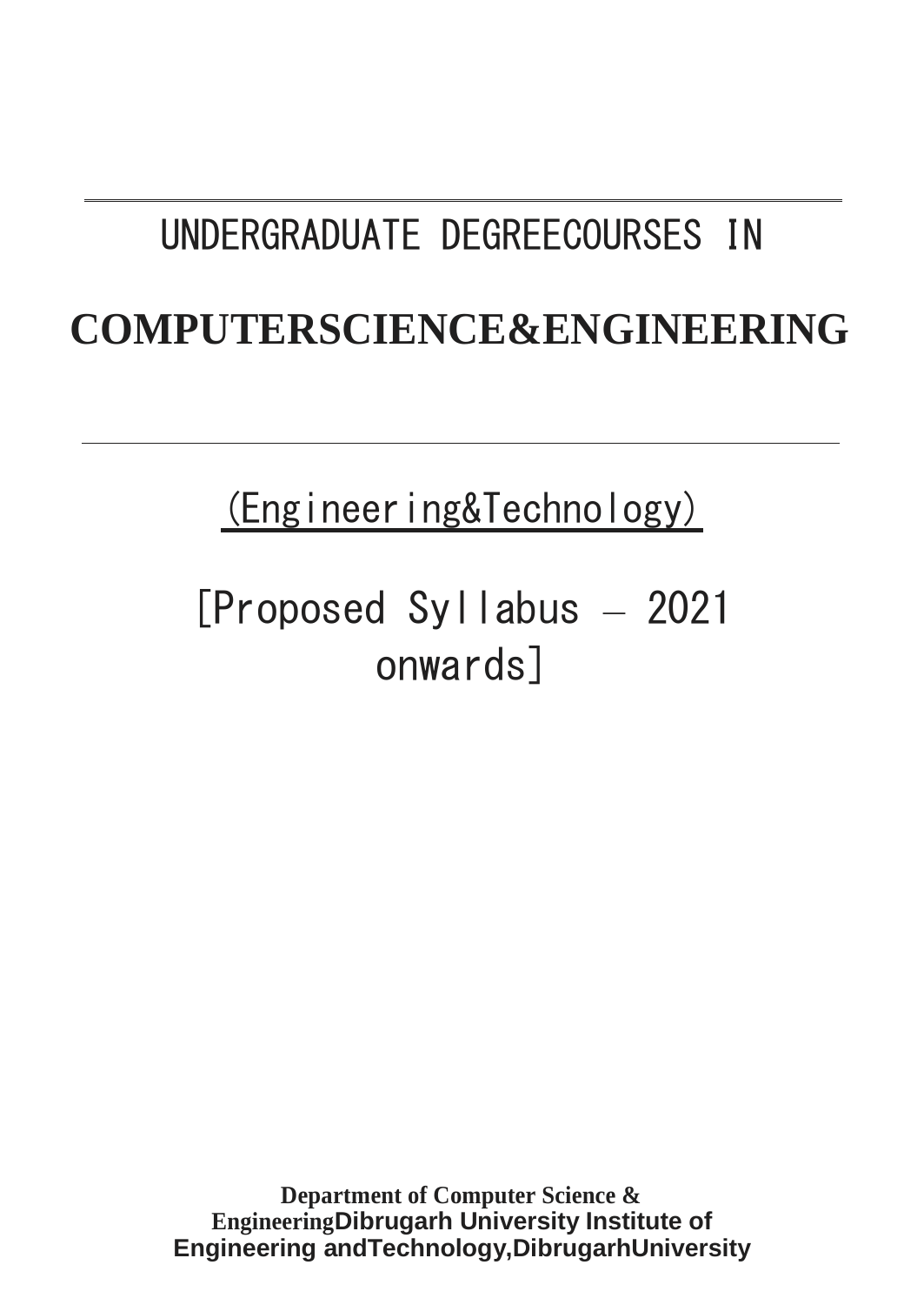# UNDERGRADUATE DEGREECOURSES IN

# COMPUTERSCIENCE&ENGINEERING

---

(Engineering&Technology)

## [Proposed Syllabus – 2021 onwards]

**Department of Computer Science & EngineeringDibrugarh University Institute of Engineering andTechnology,DibrugarhUniversity**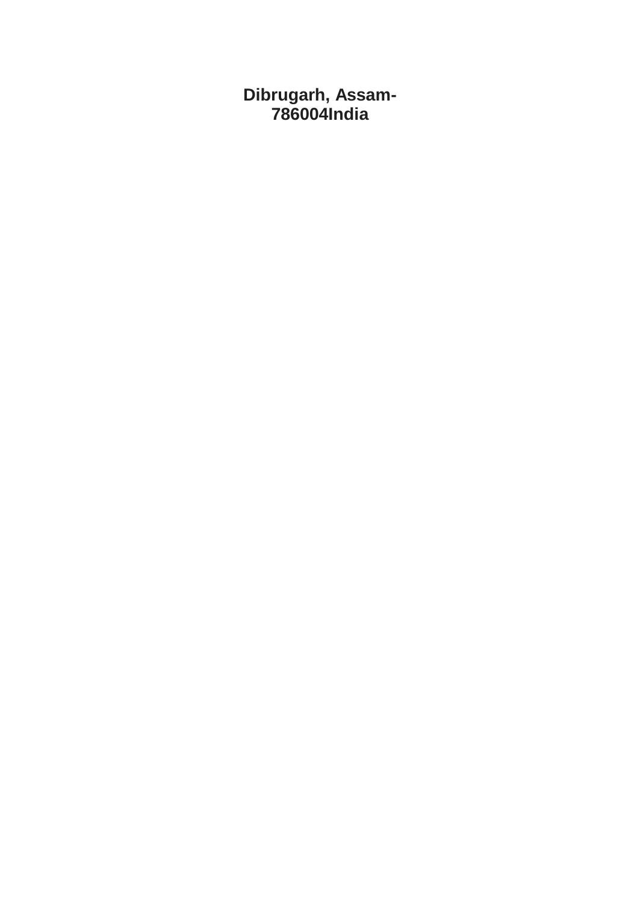**Dibrugarh, Assam-786004India**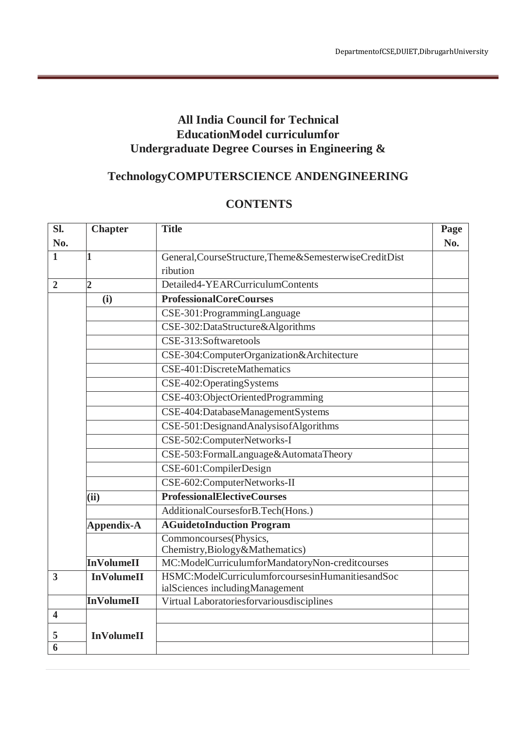# All India Council for Technical EducationModel curriculumfor Undergraduate Degree Courses in Engineering &

## TechnologyCOMPUTERSCIENCE ANDENGINEERING

## CONTENTS

| Sl. No. | Chapter | Title | Page No. |
|---|---|---|---|
| 1 | 1 | General,CourseStructure,Theme&SemesterwiseCreditDistribution | |
| 2 | 2 | Detailed4-YEARCurriculumContents | |
| | (i) | **ProfessionalCoreCourses** | |
| | | CSE-301:ProgrammingLanguage | |
| | | CSE-302:DataStructure&Algorithms | |
| | | CSE-313:Softwaretools | |
| | | CSE-304:ComputerOrganization&Architecture | |
| | | CSE-401:DiscreteMathematics | |
| | | CSE-402:OperatingSystems | |
| | | CSE-403:ObjectOrientedProgramming | |
| | | CSE-404:DatabaseManagementSystems | |
| | | CSE-501:DesignandAnalysisofAlgorithms | |
| | | CSE-502:ComputerNetworks-I | |
| | | CSE-503:FormalLanguage&AutomataTheory | |
| | | CSE-601:CompilerDesign | |
| | | CSE-602:ComputerNetworks-II | |
| | (ii) | **ProfessionalElectiveCourses** | |
| | | AdditionalCoursesforB.Tech(Hons.) | |
| | Appendix-A | **AGuidetoInduction Program** | |
| | | Commoncourses(Physics, Chemistry,Biology&Mathematics) | |
| | InVolumeII | MC:ModelCurriculumforMandatoryNon-creditcourses | |
| 3 | InVolumeII | HSMC:ModelCurriculumforcoursesinHumanitiesandSocialSciences includingManagement | |
| | InVolumeII | Virtual Laboratoriesforvariousdisciplines | |
| 4 | InVolumeII | | |
| 5 | | | |
| 6 | | | |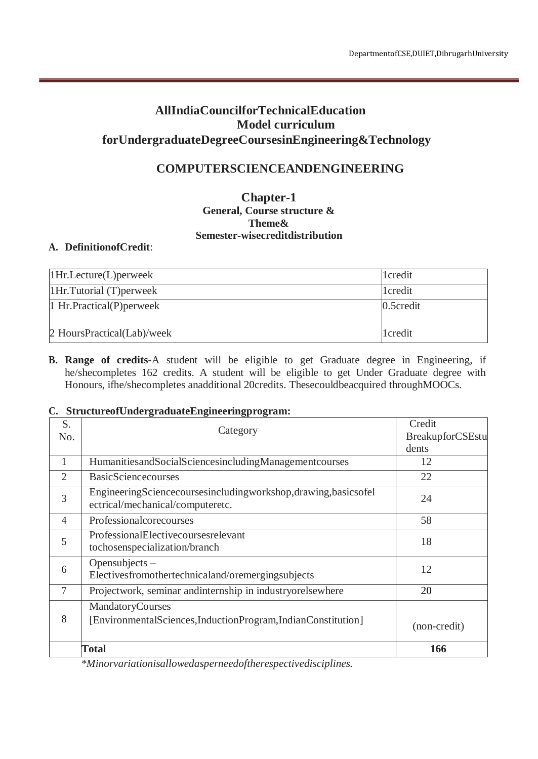# AllIndiaCouncilforTechnicalEducation
## Model curriculum
## forUndergraduateDegreeCoursesinEngineering&Technology

## COMPUTERSCIENCEANDENGINEERING

### Chapter-1
**General, Course structure & Theme& Semester-wisecreditdistribution**

**A. DefinitionofCredit**:

| | |
|---|---|
| 1Hr.Lecture(L)perweek | 1credit |
| 1Hr.Tutorial (T)perweek | 1credit |
| 1 Hr.Practical(P)perweek<br><br>2 HoursPractical(Lab)/week | 0.5credit<br><br>1credit |

**B. Range of credits-**A student will be eligible to get Graduate degree in Engineering, if he/shecompletes 162 credits. A student will be eligible to get Under Graduate degree with Honours, ifhe/shecompletes anadditional 20credits. Thesecouldbeacquired throughMOOCs.

**C. StructureofUndergraduateEngineeringprogram:**

| S. No. | Category | Credit BreakupforCSEstudents |
|---|---|---|
| 1 | HumanitiesandSocialSciencesincludingManagementcourses | 12 |
| 2 | BasicSciencecourses | 22 |
| 3 | EngineeringSciencecoursesincludingworkshop,drawing,basicsofelectrical/mechanical/computeretc. | 24 |
| 4 | Professionalcorecourses | 58 |
| 5 | ProfessionalElectivecoursesrelevant tochosenspecialization/branch | 18 |
| 6 | Opensubjects – Electivesfromothertechnicaland/oremergingsubjects | 12 |
| 7 | Projectwork, seminar andinternship in industryorelsewhere | 20 |
| 8 | MandatoryCourses [EnvironmentalSciences,InductionProgram,IndianConstitution] | (non-credit) |
| | **Total** | **166** |

*\*Minorvariationisallowedasperneedoftherespectivedisciplines.*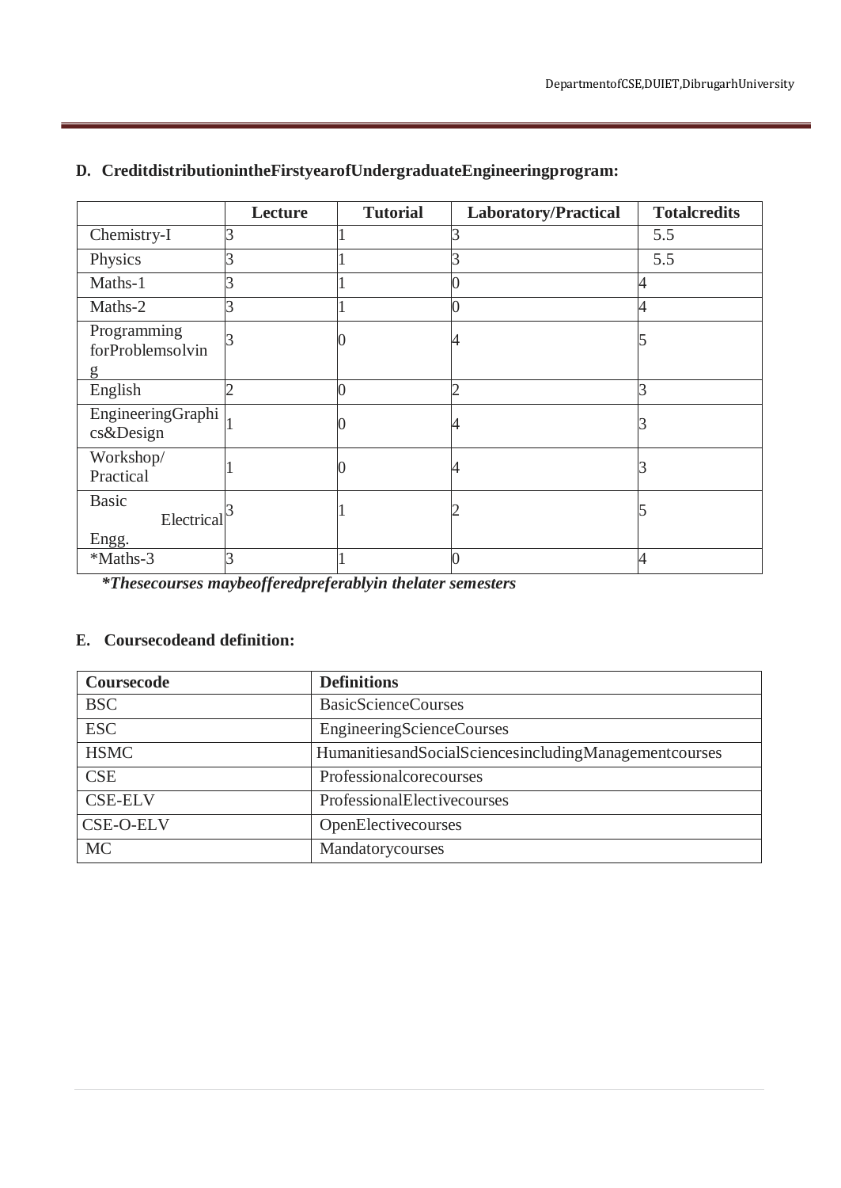## D. CreditdistributionintheFirstyearofUndergraduateEngineeringprogram:

| | Lecture | Tutorial | Laboratory/Practical | Totalcredits |
|---|---|---|---|---|
| Chemistry-I | 3 | 1 | 3 | 5.5 |
| Physics | 3 | 1 | 3 | 5.5 |
| Maths-1 | 3 | 1 | 0 | 4 |
| Maths-2 | 3 | 1 | 0 | 4 |
| Programming forProblemsolving | 3 | 0 | 4 | 5 |
| English | 2 | 0 | 2 | 3 |
| EngineeringGraphics&Design | 1 | 0 | 4 | 3 |
| Workshop/ Practical | 1 | 0 | 4 | 3 |
| Basic Electrical Engg. | 3 | 1 | 2 | 5 |
| *Maths-3 | 3 | 1 | 0 | 4 |

***Thesecourses maybeofferedpreferablyin thelater semesters***

## E. Coursecodeand definition:

| Coursecode | Definitions |
|---|---|
| BSC | BasicScienceCourses |
| ESC | EngineeringScienceCourses |
| HSMC | HumanitiesandSocialSciencesincludingManagementcourses |
| CSE | Professionalcorecourses |
| CSE-ELV | ProfessionalElectivecourses |
| CSE-O-ELV | OpenElectivecourses |
| MC | Mandatorycourses |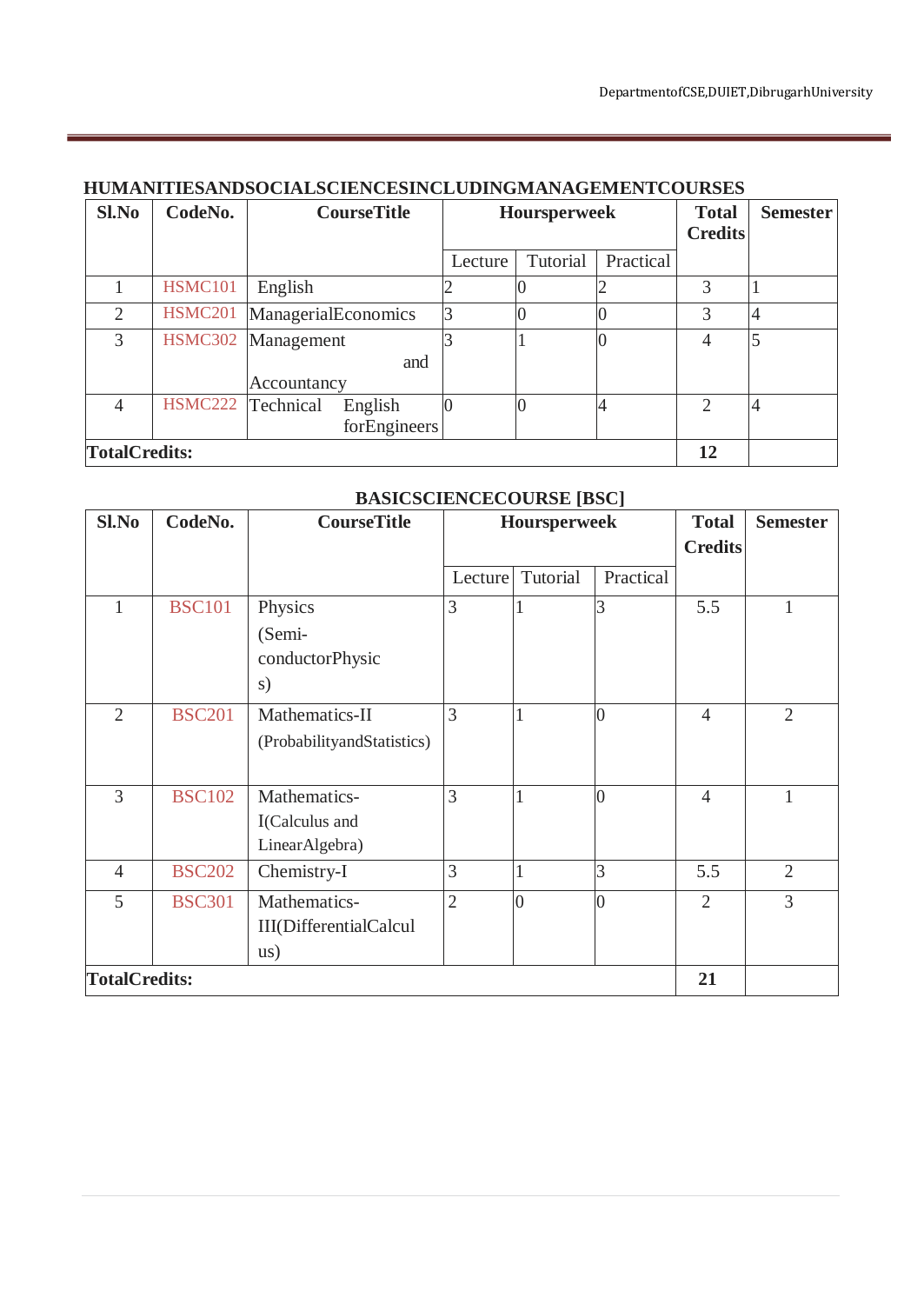## HUMANITIESANDSOCIALSCIENCESINCLUDINGMANAGEMENTCOURSES

| Sl.No | CodeNo. | CourseTitle | Hoursperweek | | | Total Credits | Semester |
|---|---|---|---|---|---|---|---|
| | | | Lecture | Tutorial | Practical | | |
| 1 | HSMC101 | English | 2 | 0 | 2 | 3 | 1 |
| 2 | HSMC201 | ManagerialEconomics | 3 | 0 | 0 | 3 | 4 |
| 3 | HSMC302 | Management and Accountancy | 3 | 1 | 0 | 4 | 5 |
| 4 | HSMC222 | Technical English forEngineers | 0 | 0 | 4 | 2 | 4 |
| **TotalCredits:** | | | | | | **12** | |

## BASICSCIENCECOURSE [BSC]

| Sl.No | CodeNo. | CourseTitle | Hoursperweek | | | Total Credits | Semester |
|---|---|---|---|---|---|---|---|
| | | | Lecture | Tutorial | Practical | | |
| 1 | BSC101 | Physics (Semi-conductorPhysics) | 3 | 1 | 3 | 5.5 | 1 |
| 2 | BSC201 | Mathematics-II (ProbabilityandStatistics) | 3 | 1 | 0 | 4 | 2 |
| 3 | BSC102 | Mathematics-I(Calculus and LinearAlgebra) | 3 | 1 | 0 | 4 | 1 |
| 4 | BSC202 | Chemistry-I | 3 | 1 | 3 | 5.5 | 2 |
| 5 | BSC301 | Mathematics-III(DifferentialCalculus) | 2 | 0 | 0 | 2 | 3 |
| **TotalCredits:** | | | | | | **21** | |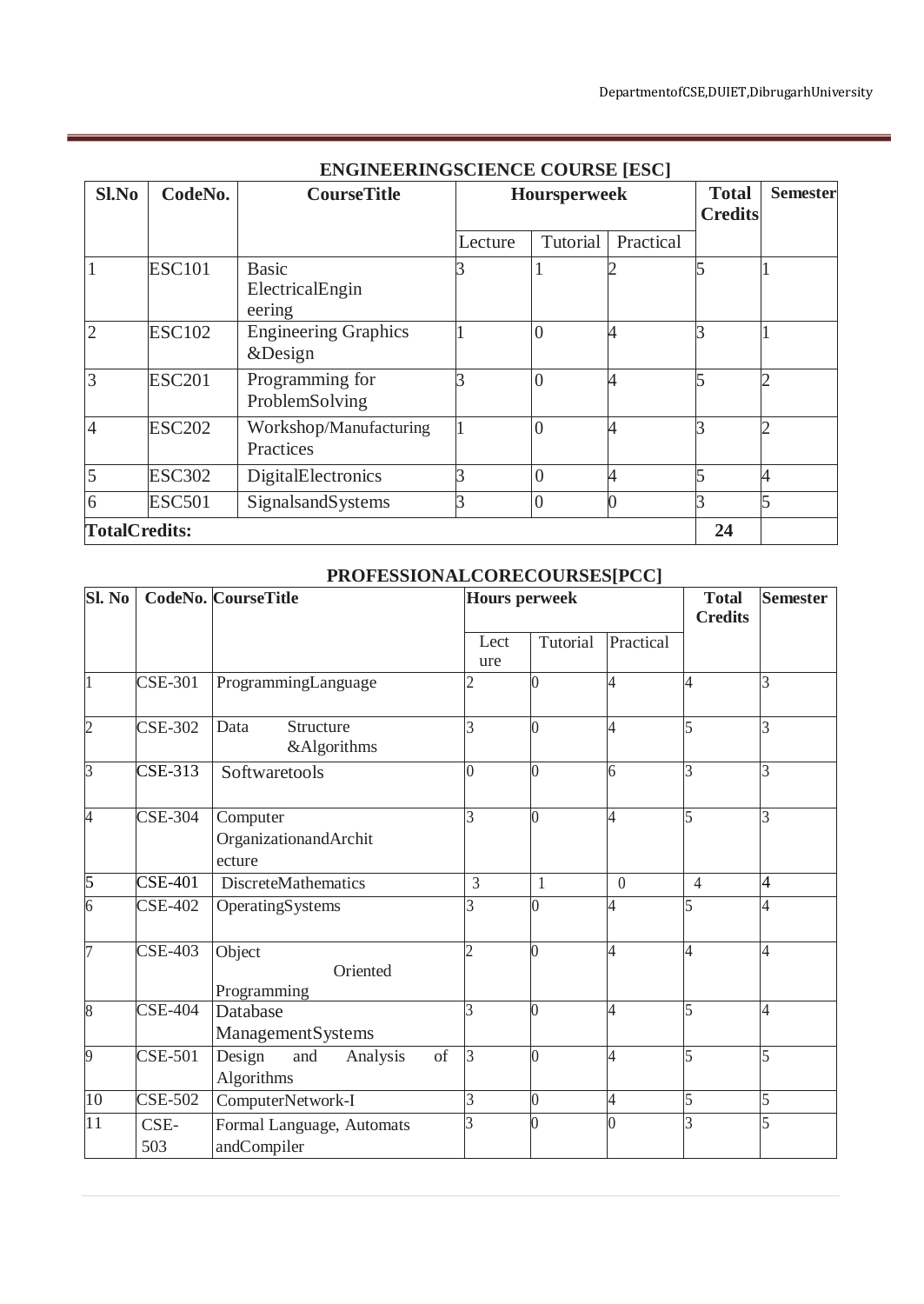## ENGINEERINGSCIENCE COURSE [ESC]

| Sl.No | CodeNo. | CourseTitle | Hoursperweek | | | Total Credits | Semester |
|---|---|---|---|---|---|---|---|
| | | | Lecture | Tutorial | Practical | | |
| 1 | ESC101 | Basic ElectricalEngineering | 3 | 1 | 2 | 5 | 1 |
| 2 | ESC102 | Engineering Graphics &Design | 1 | 0 | 4 | 3 | 1 |
| 3 | ESC201 | Programming for ProblemSolving | 3 | 0 | 4 | 5 | 2 |
| 4 | ESC202 | Workshop/Manufacturing Practices | 1 | 0 | 4 | 3 | 2 |
| 5 | ESC302 | DigitalElectronics | 3 | 0 | 4 | 5 | 4 |
| 6 | ESC501 | SignalsandSystems | 3 | 0 | 0 | 3 | 5 |
| **TotalCredits:** | | | | | | **24** | |

## PROFESSIONALCORECOURSES[PCC]

| Sl. No | CodeNo. | CourseTitle | Hours perweek | | | Total Credits | Semester |
|---|---|---|---|---|---|---|---|
| | | | Lecture | Tutorial | Practical | | |
| 1 | CSE-301 | ProgrammingLanguage | 2 | 0 | 4 | 4 | 3 |
| 2 | CSE-302 | Data Structure &Algorithms | 3 | 0 | 4 | 5 | 3 |
| 3 | CSE-313 | Softwaretools | 0 | 0 | 6 | 3 | 3 |
| 4 | CSE-304 | Computer OrganizationandArchitecture | 3 | 0 | 4 | 5 | 3 |
| 5 | CSE-401 | DiscreteMathematics | 3 | 1 | 0 | 4 | 4 |
| 6 | CSE-402 | OperatingSystems | 3 | 0 | 4 | 5 | 4 |
| 7 | CSE-403 | Object Oriented Programming | 2 | 0 | 4 | 4 | 4 |
| 8 | CSE-404 | Database ManagementSystems | 3 | 0 | 4 | 5 | 4 |
| 9 | CSE-501 | Design and Analysis of Algorithms | 3 | 0 | 4 | 5 | 5 |
| 10 | CSE-502 | ComputerNetwork-I | 3 | 0 | 4 | 5 | 5 |
| 11 | CSE-503 | Formal Language, Automats andCompiler | 3 | 0 | 0 | 3 | 5 |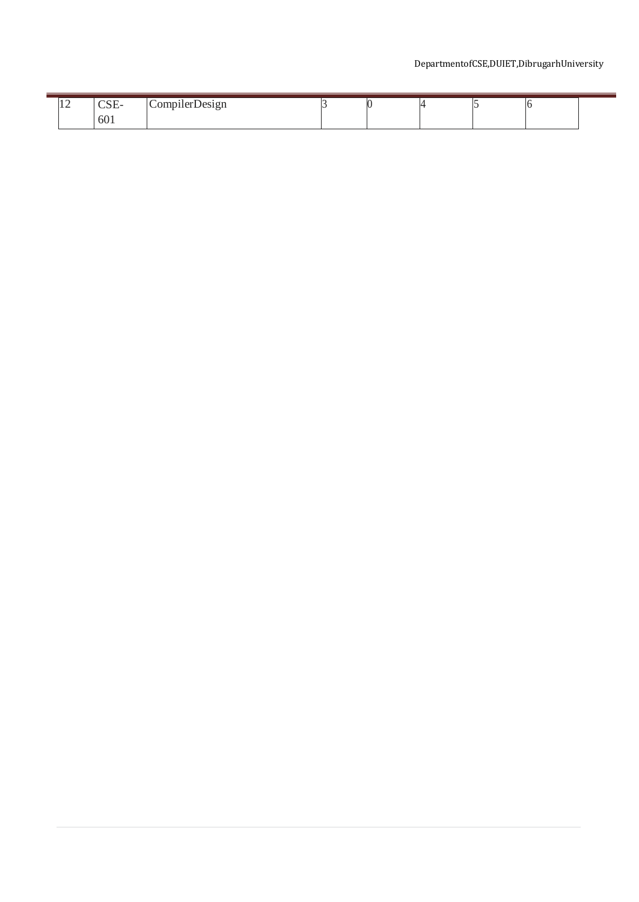| 12 | CSE-601 | CompilerDesign | 3 | 0 | 4 | 5 | 6 |
|---|---|---|---|---|---|---|---|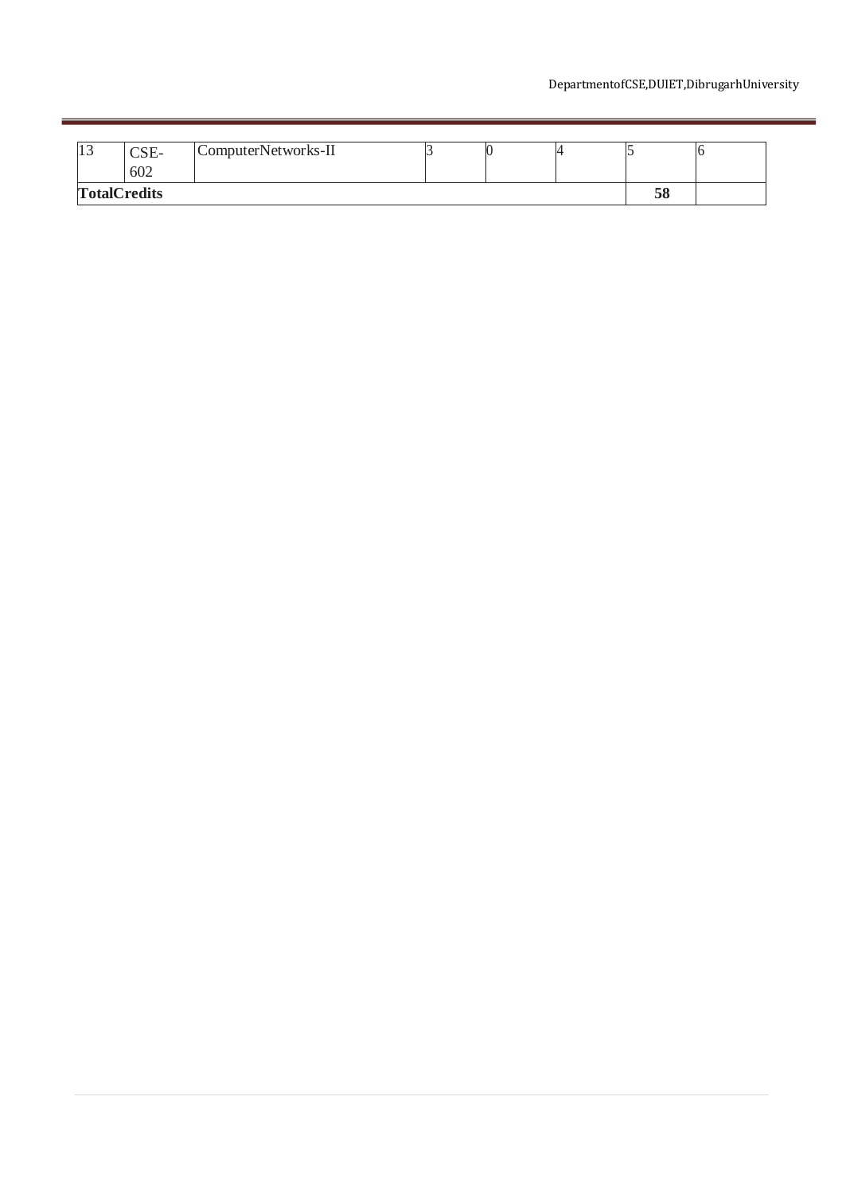| 13 | CSE-602 | ComputerNetworks-II | 3 | 0 | 4 | 5 | 6 |
| --- | --- | --- | --- | --- | --- | --- | --- |
| **TotalCredits** | | | | | | **58** | |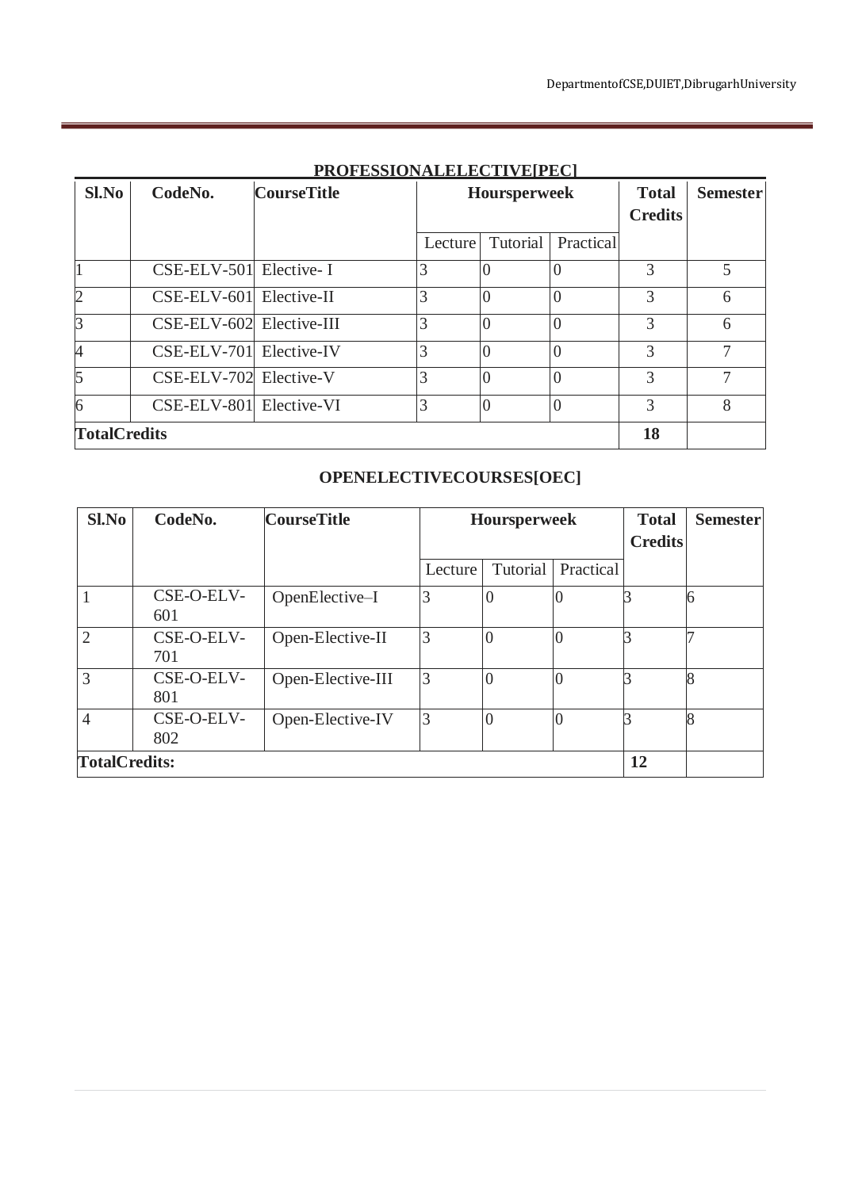## PROFESSIONALELECTIVE[PEC]

| Sl.No | CodeNo. | CourseTitle | Hoursperweek | | | Total Credits | Semester |
|---|---|---|---|---|---|---|---|
| | | | Lecture | Tutorial | Practical | | |
| 1 | CSE-ELV-501 | Elective- I | 3 | 0 | 0 | 3 | 5 |
| 2 | CSE-ELV-601 | Elective-II | 3 | 0 | 0 | 3 | 6 |
| 3 | CSE-ELV-602 | Elective-III | 3 | 0 | 0 | 3 | 6 |
| 4 | CSE-ELV-701 | Elective-IV | 3 | 0 | 0 | 3 | 7 |
| 5 | CSE-ELV-702 | Elective-V | 3 | 0 | 0 | 3 | 7 |
| 6 | CSE-ELV-801 | Elective-VI | 3 | 0 | 0 | 3 | 8 |
| **TotalCredits** | | | | | | **18** | |

## OPENELECTIVECOURSES[OEC]

| Sl.No | CodeNo. | CourseTitle | Hoursperweek | | | Total Credits | Semester |
|---|---|---|---|---|---|---|---|
| | | | Lecture | Tutorial | Practical | | |
| 1 | CSE-O-ELV-601 | OpenElective–I | 3 | 0 | 0 | 3 | 6 |
| 2 | CSE-O-ELV-701 | Open-Elective-II | 3 | 0 | 0 | 3 | 7 |
| 3 | CSE-O-ELV-801 | Open-Elective-III | 3 | 0 | 0 | 3 | 8 |
| 4 | CSE-O-ELV-802 | Open-Elective-IV | 3 | 0 | 0 | 3 | 8 |
| **TotalCredits:** | | | | | | **12** | |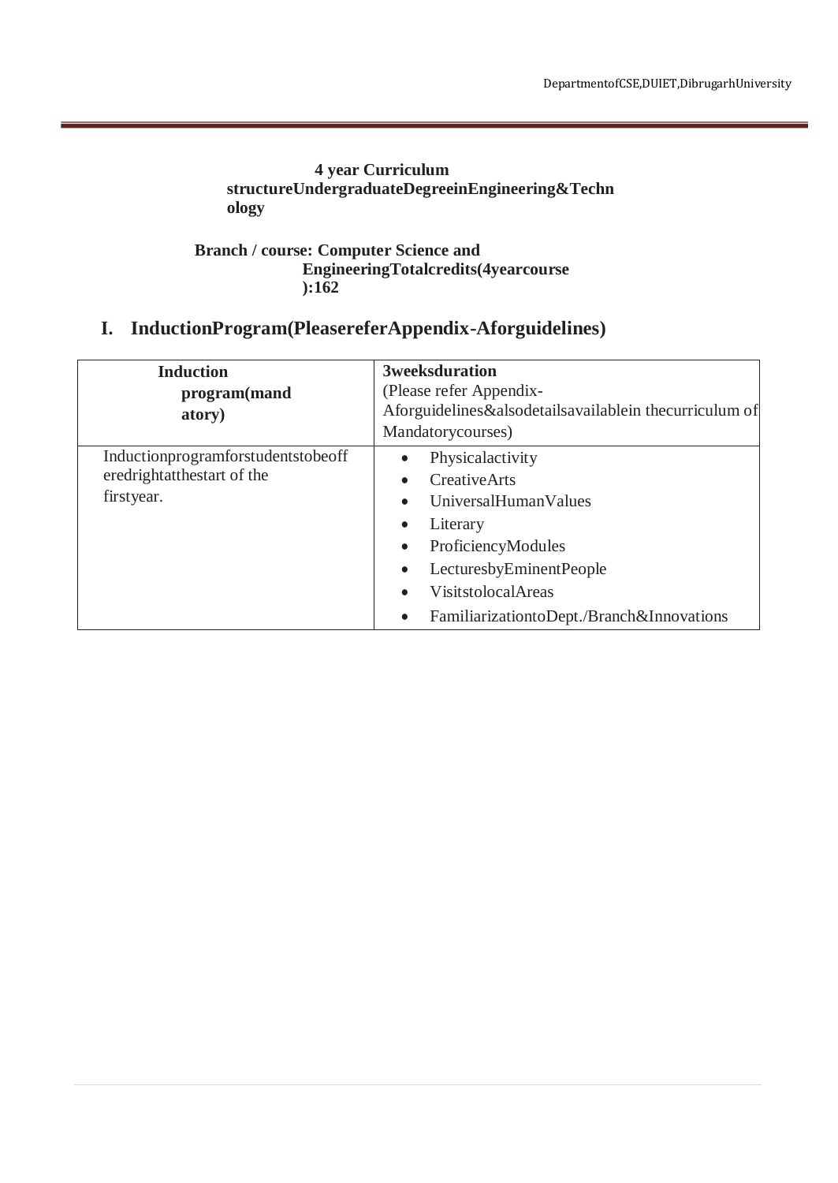**4 year Curriculum structureUndergraduateDegreeinEngineering&Technology**

**Branch / course: Computer Science and EngineeringTotalcredits(4yearcourse):162**

## I. InductionProgram(PleasereferAppendix-Aforguidelines)

| **Induction program(mandatory)** | **3weeksduration** (Please refer Appendix-Aforguidelines&alsodetailsavailablein thecurriculum of Mandatorycourses) |
|---|---|
| Inductionprogramforstudentstobeofferedrightatthestart of the firstyear. | • Physicalactivity<br>• CreativeArts<br>• UniversalHumanValues<br>• Literary<br>• ProficiencyModules<br>• LecturesbyEminentPeople<br>• VisitstolocalAreas<br>• FamiliarizationtoDept./Branch&Innovations |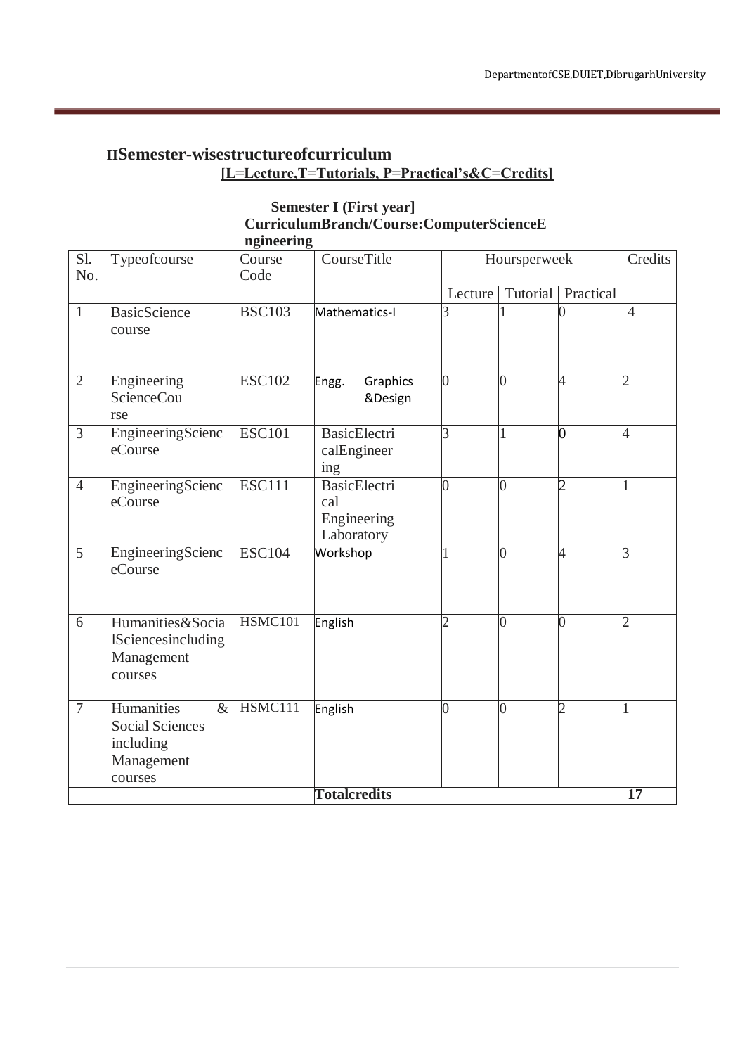## IISemester-wisestructureofcurriculum

**[L=Lecture,T=Tutorials, P=Practical's&C=Credits]**

**Semester I (First year]**
**CurriculumBranch/Course:ComputerScienceEngineering**

| Sl. No. | Typeofcourse | Course Code | CourseTitle | Hoursperweek | | | Credits |
|---|---|---|---|---|---|---|---|
| | | | | Lecture | Tutorial | Practical | |
| 1 | BasicScience course | BSC103 | Mathematics-I | 3 | 1 | 0 | 4 |
| 2 | Engineering ScienceCourse | ESC102 | Engg. Graphics &Design | 0 | 0 | 4 | 2 |
| 3 | EngineeringScienceCourse | ESC101 | BasicElectricalEngineering | 3 | 1 | 0 | 4 |
| 4 | EngineeringScienceCourse | ESC111 | BasicElectrical Engineering Laboratory | 0 | 0 | 2 | 1 |
| 5 | EngineeringScienceCourse | ESC104 | Workshop | 1 | 0 | 4 | 3 |
| 6 | Humanities&SocialSciencesincluding Management courses | HSMC101 | English | 2 | 0 | 0 | 2 |
| 7 | Humanities & Social Sciences including Management courses | HSMC111 | English | 0 | 0 | 2 | 1 |
| | | | **Totalcredits** | | | | **17** |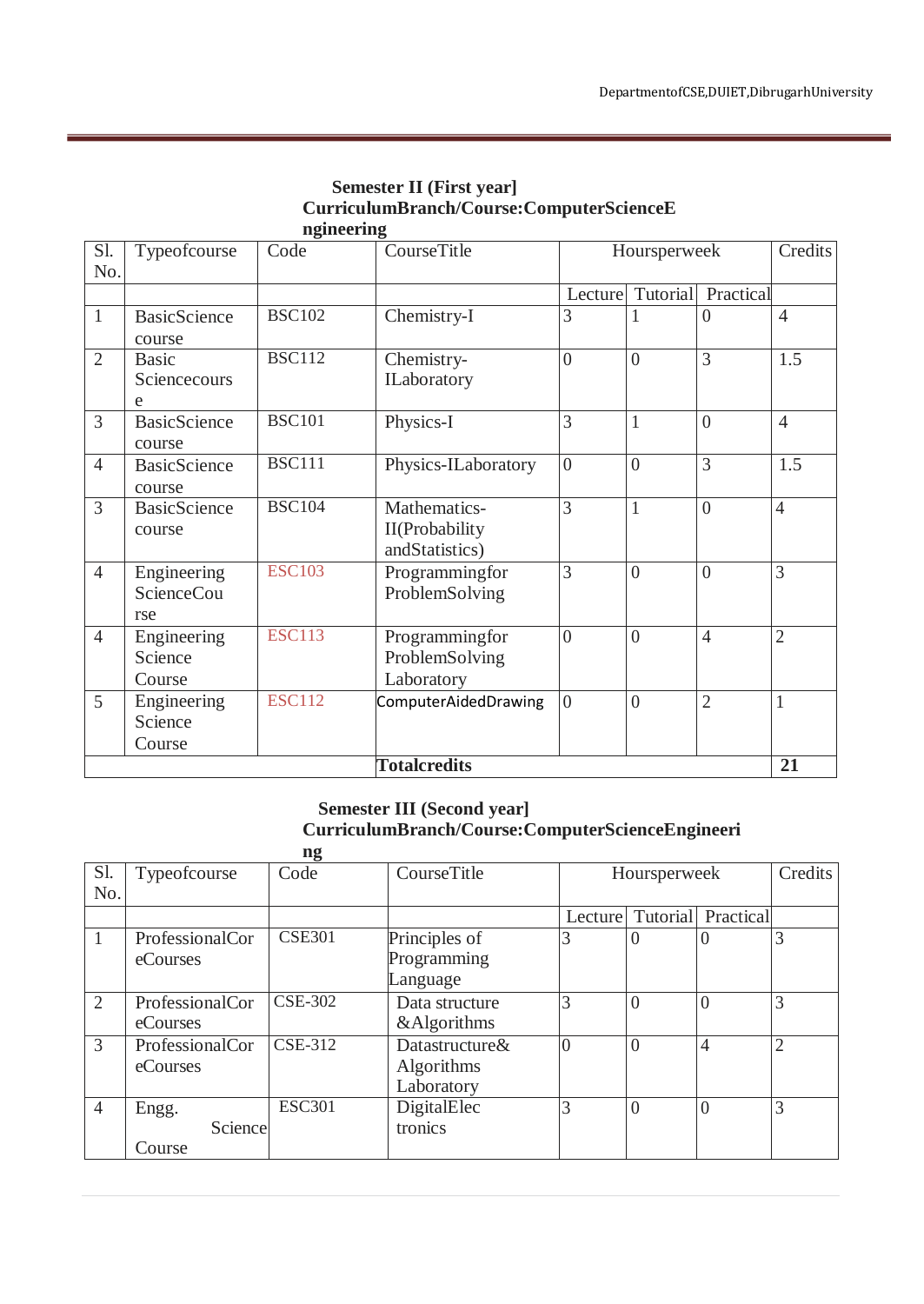**Semester II (First year]**
**CurriculumBranch/Course:ComputerScienceEngineering**

| Sl. No. | Typeofcourse | Code | CourseTitle | Hoursperweek | | | Credits |
|---|---|---|---|---|---|---|---|
| | | | | Lecture | Tutorial | Practical | |
| 1 | BasicScience course | BSC102 | Chemistry-I | 3 | 1 | 0 | 4 |
| 2 | Basic Sciencecourse | BSC112 | Chemistry-ILaboratory | 0 | 0 | 3 | 1.5 |
| 3 | BasicScience course | BSC101 | Physics-I | 3 | 1 | 0 | 4 |
| 4 | BasicScience course | BSC111 | Physics-ILaboratory | 0 | 0 | 3 | 1.5 |
| 3 | BasicScience course | BSC104 | Mathematics-II(Probability andStatistics) | 3 | 1 | 0 | 4 |
| 4 | Engineering ScienceCourse | ESC103 | Programmingfor ProblemSolving | 3 | 0 | 0 | 3 |
| 4 | Engineering Science Course | ESC113 | Programmingfor ProblemSolving Laboratory | 0 | 0 | 4 | 2 |
| 5 | Engineering Science Course | ESC112 | ComputerAidedDrawing | 0 | 0 | 2 | 1 |
| | | | **Totalcredits** | | | | **21** |

**Semester III (Second year]**
**CurriculumBranch/Course:ComputerScienceEngineering**

| Sl. No. | Typeofcourse | Code | CourseTitle | Hoursperweek | | | Credits |
|---|---|---|---|---|---|---|---|
| | | | | Lecture | Tutorial | Practical | |
| 1 | ProfessionalCoreCourses | CSE301 | Principles of Programming Language | 3 | 0 | 0 | 3 |
| 2 | ProfessionalCoreCourses | CSE-302 | Data structure &Algorithms | 3 | 0 | 0 | 3 |
| 3 | ProfessionalCoreCourses | CSE-312 | Datastructure& Algorithms Laboratory | 0 | 0 | 4 | 2 |
| 4 | Engg. Science Course | ESC301 | DigitalElectronics | 3 | 0 | 0 | 3 |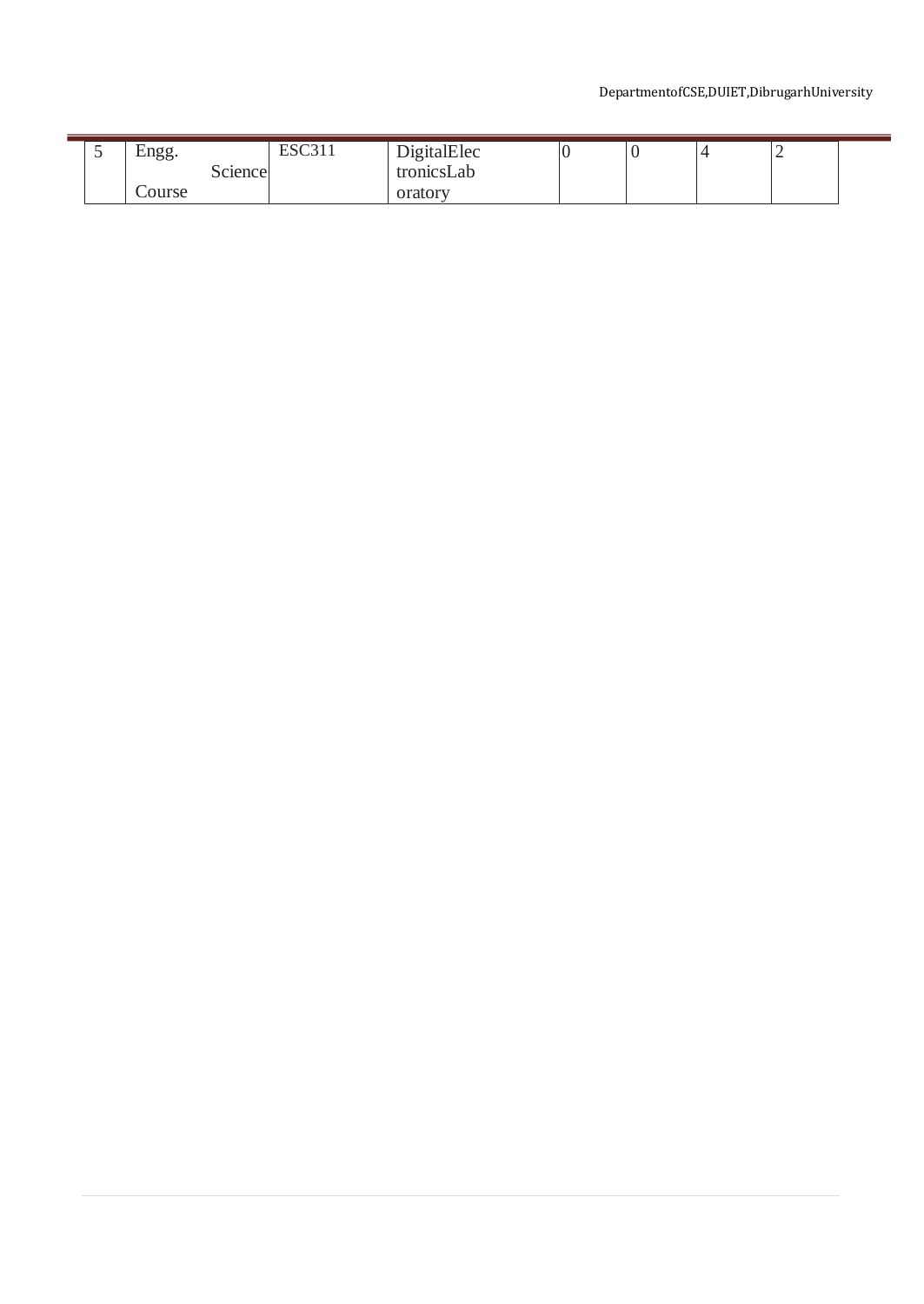| 5 | Engg. Science Course | ESC311 | DigitalElectronicsLaboratory | 0 | 0 | 4 | 2 |
|---|---|---|---|---|---|---|---|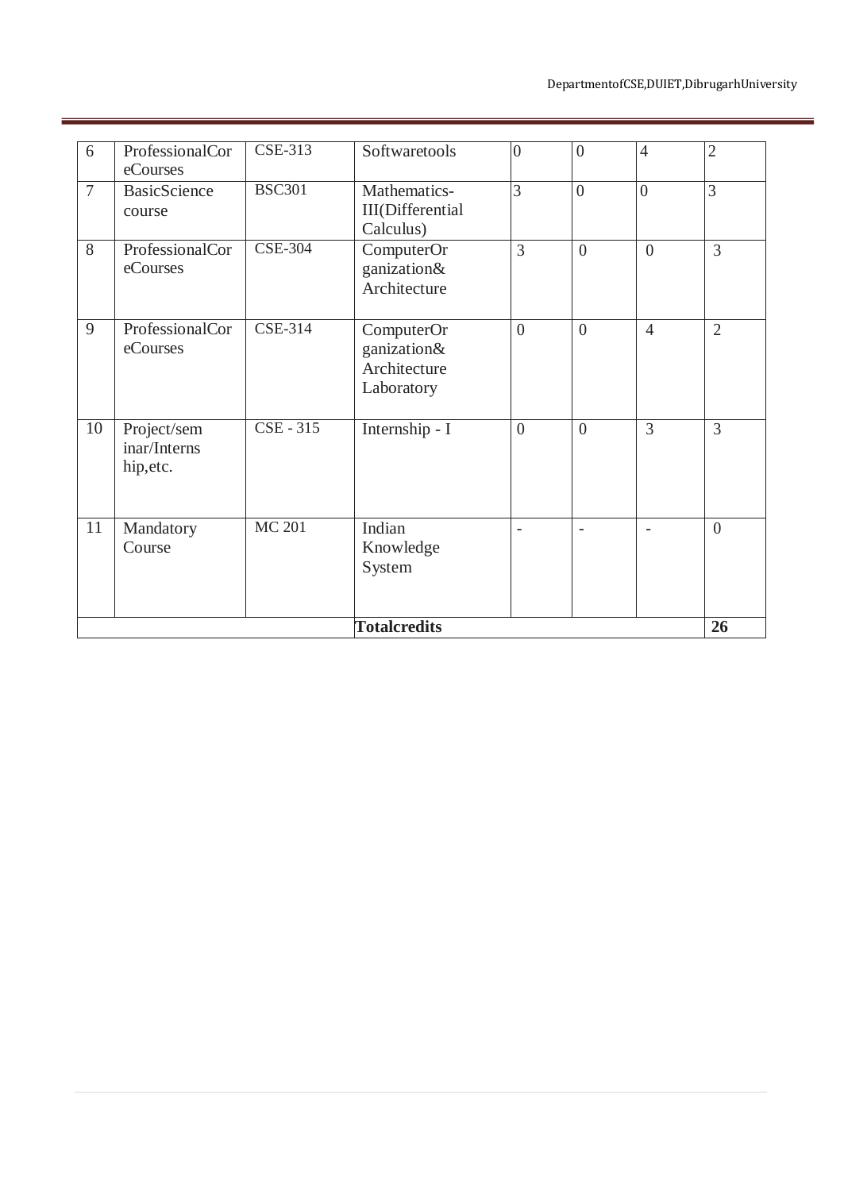| 6 | ProfessionalCoreCourses | CSE-313 | Softwaretools | 0 | 0 | 4 | 2 |
|---|---|---|---|---|---|---|---|
| 7 | BasicScience course | BSC301 | Mathematics-III(Differential Calculus) | 3 | 0 | 0 | 3 |
| 8 | ProfessionalCoreCourses | CSE-304 | ComputerOrganization& Architecture | 3 | 0 | 0 | 3 |
| 9 | ProfessionalCoreCourses | CSE-314 | ComputerOrganization& Architecture Laboratory | 0 | 0 | 4 | 2 |
| 10 | Project/seminar/Internship,etc. | CSE - 315 | Internship - I | 0 | 0 | 3 | 3 |
| 11 | Mandatory Course | MC 201 | Indian Knowledge System | - | - | - | 0 |
| | | | **Totalcredits** | | | | **26** |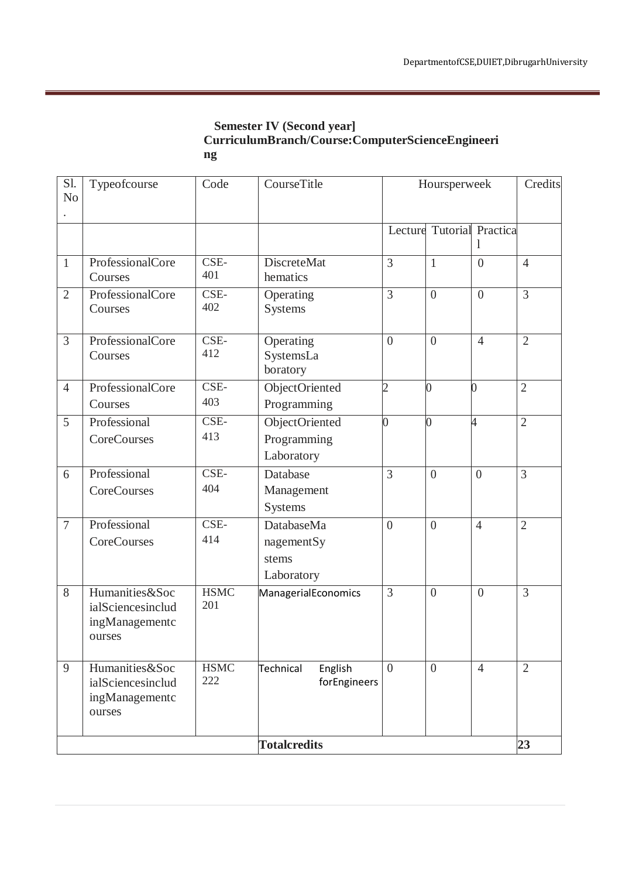**Semester IV (Second year]**
**CurriculumBranch/Course:ComputerScienceEngineering**

| Sl. No. | Typeofcourse | Code | CourseTitle | Hoursperweek | | | Credits |
|---|---|---|---|---|---|---|---|
| | | | | Lecture | Tutorial | Practical | |
| 1 | ProfessionalCore Courses | CSE-401 | DiscreteMathematics | 3 | 1 | 0 | 4 |
| 2 | ProfessionalCore Courses | CSE-402 | Operating Systems | 3 | 0 | 0 | 3 |
| 3 | ProfessionalCore Courses | CSE-412 | Operating SystemsLaboratory | 0 | 0 | 4 | 2 |
| 4 | ProfessionalCore Courses | CSE-403 | ObjectOriented Programming | 2 | 0 | 0 | 2 |
| 5 | Professional CoreCourses | CSE-413 | ObjectOriented Programming Laboratory | 0 | 0 | 4 | 2 |
| 6 | Professional CoreCourses | CSE-404 | Database Management Systems | 3 | 0 | 0 | 3 |
| 7 | Professional CoreCourses | CSE-414 | DatabaseManagementSystems Laboratory | 0 | 0 | 4 | 2 |
| 8 | Humanities&SocialSciencesincludingManagementcourses | HSMC 201 | ManagerialEconomics | 3 | 0 | 0 | 3 |
| 9 | Humanities&SocialSciencesincludingManagementcourses | HSMC 222 | Technical English forEngineers | 0 | 0 | 4 | 2 |
| | | | **Totalcredits** | | | | **23** |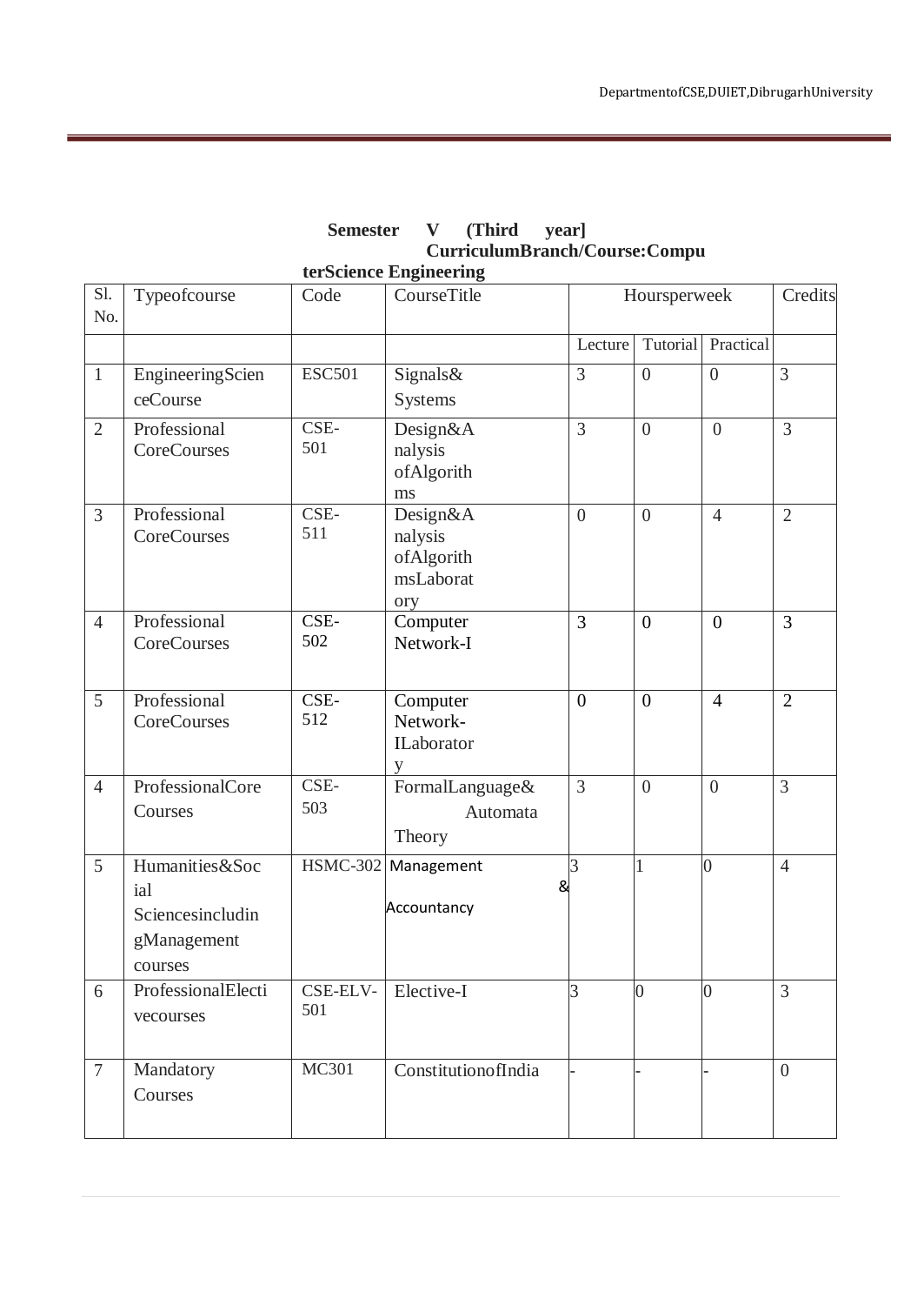**Semester V (Third year] CurriculumBranch/Course:ComputerScience Engineering**

| Sl. No. | Typeofcourse | Code | CourseTitle | Hoursperweek | | | Credits |
|---|---|---|---|---|---|---|---|
| | | | | Lecture | Tutorial | Practical | |
| 1 | EngineeringScienceCourse | ESC501 | Signals& Systems | 3 | 0 | 0 | 3 |
| 2 | Professional CoreCourses | CSE-501 | Design&Analysis ofAlgorithms | 3 | 0 | 0 | 3 |
| 3 | Professional CoreCourses | CSE-511 | Design&Analysis ofAlgorithmsLaboratory | 0 | 0 | 4 | 2 |
| 4 | Professional CoreCourses | CSE-502 | Computer Network-I | 3 | 0 | 0 | 3 |
| 5 | Professional CoreCourses | CSE-512 | Computer Network-ILaboratory | 0 | 0 | 4 | 2 |
| 4 | ProfessionalCore Courses | CSE-503 | FormalLanguage& Automata Theory | 3 | 0 | 0 | 3 |
| 5 | Humanities&Social Sciencesincluding gManagement courses | HSMC-302 | Management & Accountancy | 3 | 1 | 0 | 4 |
| 6 | ProfessionalElectivecourses | CSE-ELV-501 | Elective-I | 3 | 0 | 0 | 3 |
| 7 | Mandatory Courses | MC301 | ConstitutionofIndia | - | - | - | 0 |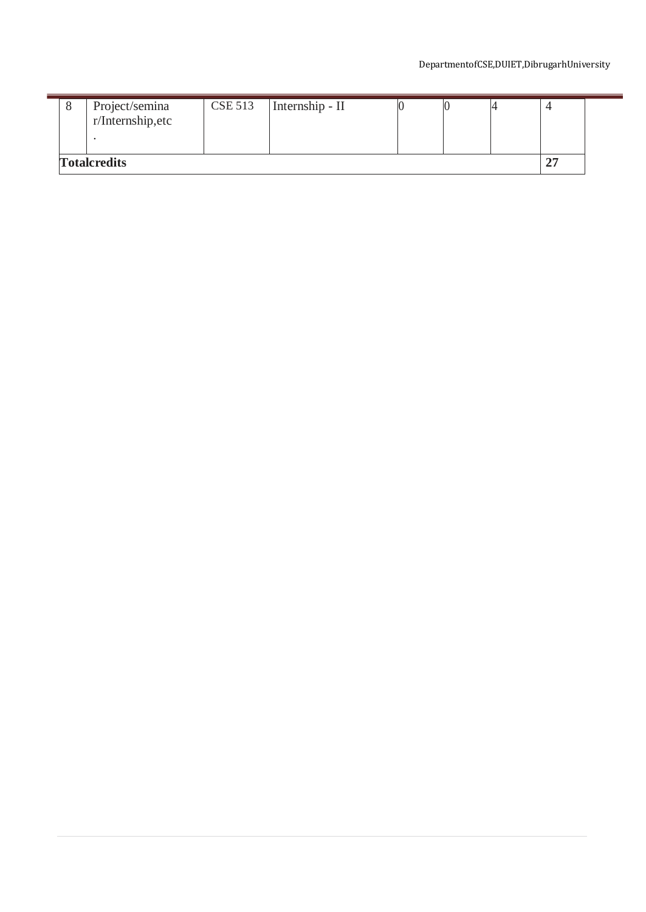| 8 | Project/seminar/Internship,etc. | CSE 513 | Internship - II | 0 | 0 | 4 | 4 |
|---|---|---|---|---|---|---|---|
| **Totalcredits** | | | | | | | **27** |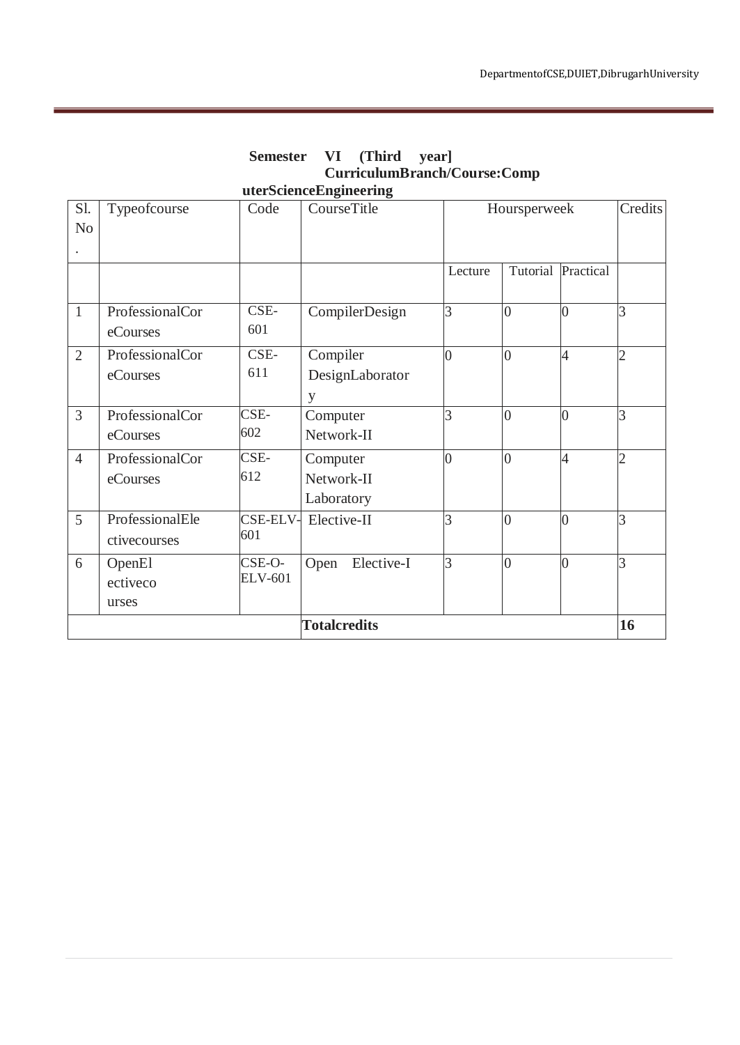**Semester VI (Third year] CurriculumBranch/Course:ComputerScienceEngineering**

| Sl. No. | Typeofcourse | Code | CourseTitle | Hoursperweek | | | Credits |
|---|---|---|---|---|---|---|---|
| | | | | Lecture | Tutorial | Practical | |
| 1 | ProfessionalCoreCourses | CSE-601 | CompilerDesign | 3 | 0 | 0 | 3 |
| 2 | ProfessionalCoreCourses | CSE-611 | Compiler DesignLaboratory | 0 | 0 | 4 | 2 |
| 3 | ProfessionalCoreCourses | CSE-602 | Computer Network-II | 3 | 0 | 0 | 3 |
| 4 | ProfessionalCoreCourses | CSE-612 | Computer Network-II Laboratory | 0 | 0 | 4 | 2 |
| 5 | ProfessionalElectivecourses | CSE-ELV-601 | Elective-II | 3 | 0 | 0 | 3 |
| 6 | OpenElectivecourses | CSE-O-ELV-601 | Open Elective-I | 3 | 0 | 0 | 3 |
| | | | **Totalcredits** | | | | **16** |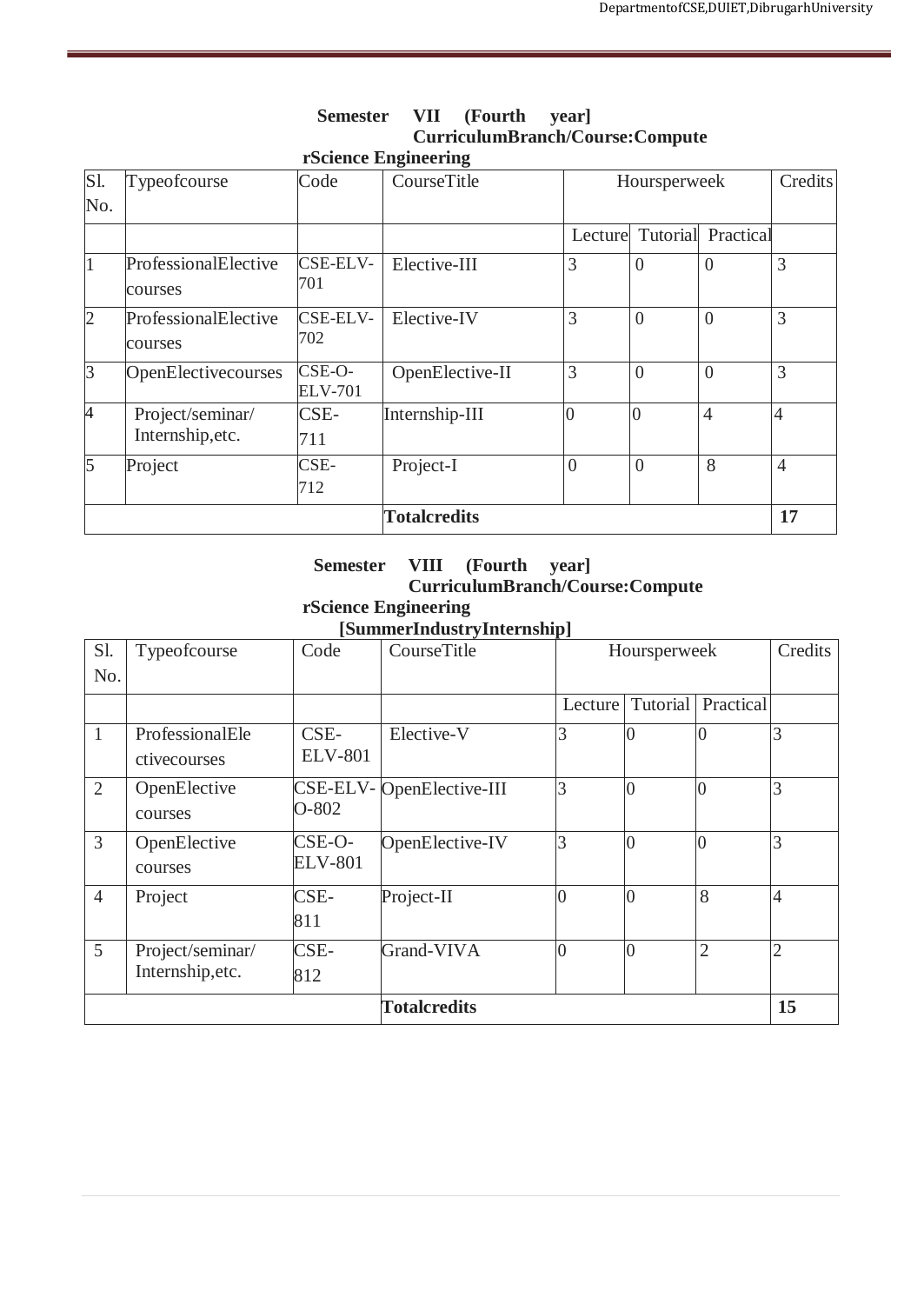**Semester VII (Fourth year] CurriculumBranch/Course:Computer Science Engineering**

| Sl. No. | Typeofcourse | Code | CourseTitle | Hoursperweek | | | Credits |
|---|---|---|---|---|---|---|---|
| | | | | Lecture | Tutorial | Practical | |
| 1 | ProfessionalElective courses | CSE-ELV-701 | Elective-III | 3 | 0 | 0 | 3 |
| 2 | ProfessionalElective courses | CSE-ELV-702 | Elective-IV | 3 | 0 | 0 | 3 |
| 3 | OpenElectivecourses | CSE-O-ELV-701 | OpenElective-II | 3 | 0 | 0 | 3 |
| 4 | Project/seminar/ Internship,etc. | CSE-711 | Internship-III | 0 | 0 | 4 | 4 |
| 5 | Project | CSE-712 | Project-I | 0 | 0 | 8 | 4 |
| | | | **Totalcredits** | | | | **17** |

**Semester VIII (Fourth year] CurriculumBranch/Course:Computer Science Engineering [SummerIndustryInternship]**

| Sl. No. | Typeofcourse | Code | CourseTitle | Hoursperweek | | | Credits |
|---|---|---|---|---|---|---|---|
| | | | | Lecture | Tutorial | Practical | |
| 1 | ProfessionalElectivecourses | CSE-ELV-801 | Elective-V | 3 | 0 | 0 | 3 |
| 2 | OpenElective courses | CSE-ELV-O-802 | OpenElective-III | 3 | 0 | 0 | 3 |
| 3 | OpenElective courses | CSE-O-ELV-801 | OpenElective-IV | 3 | 0 | 0 | 3 |
| 4 | Project | CSE-811 | Project-II | 0 | 0 | 8 | 4 |
| 5 | Project/seminar/ Internship,etc. | CSE-812 | Grand-VIVA | 0 | 0 | 2 | 2 |
| | | | **Totalcredits** | | | | **15** |